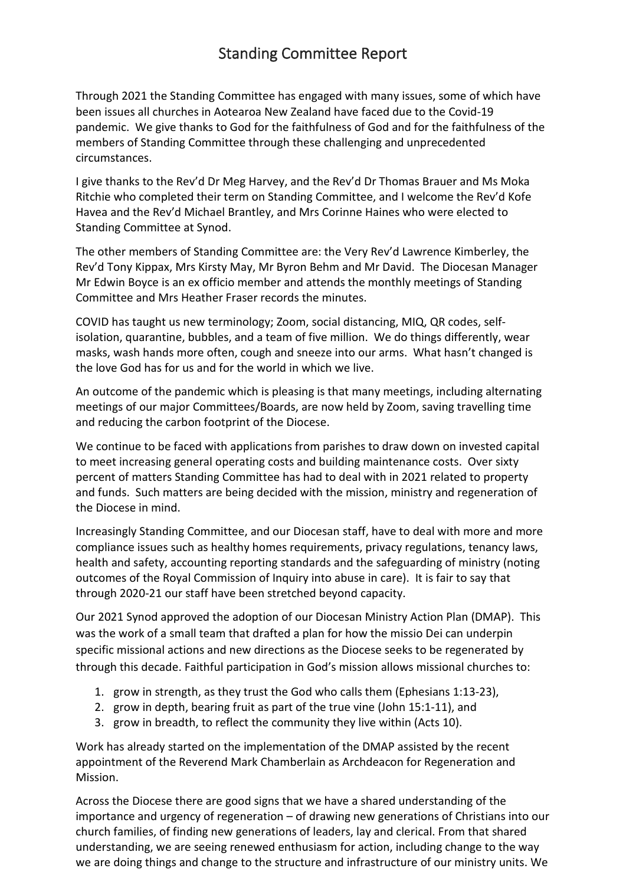# Standing Committee Report

Through 2021 the Standing Committee has engaged with many issues, some of which have been issues all churches in Aotearoa New Zealand have faced due to the Covid-19 pandemic. We give thanks to God for the faithfulness of God and for the faithfulness of the members of Standing Committee through these challenging and unprecedented circumstances.

I give thanks to the Rev'd Dr Meg Harvey, and the Rev'd Dr Thomas Brauer and Ms Moka Ritchie who completed their term on Standing Committee, and I welcome the Rev'd Kofe Havea and the Rev'd Michael Brantley, and Mrs Corinne Haines who were elected to Standing Committee at Synod.

The other members of Standing Committee are: the Very Rev'd Lawrence Kimberley, the Rev'd Tony Kippax, Mrs Kirsty May, Mr Byron Behm and Mr David. The Diocesan Manager Mr Edwin Boyce is an ex officio member and attends the monthly meetings of Standing Committee and Mrs Heather Fraser records the minutes.

COVID has taught us new terminology; Zoom, social distancing, MIQ, QR codes, self-isolation, quarantine, bubbles, and a team of five million. We do things differently, wear masks, wash hands more often, cough and sneeze into our arms. What hasn't changed is the love God has for us and for the world in which we live.

An outcome of the pandemic which is pleasing is that many meetings, including alternating meetings of our major Committees/Boards, are now held by Zoom, saving travelling time and reducing the carbon footprint of the Diocese.

We continue to be faced with applications from parishes to draw down on invested capital to meet increasing general operating costs and building maintenance costs. Over sixty percent of matters Standing Committee has had to deal with in 2021 related to property and funds. Such matters are being decided with the mission, ministry and regeneration of the Diocese in mind.

Increasingly Standing Committee, and our Diocesan staff, have to deal with more and more compliance issues such as healthy homes requirements, privacy regulations, tenancy laws, health and safety, accounting reporting standards and the safeguarding of ministry (noting outcomes of the Royal Commission of Inquiry into abuse in care). It is fair to say that through 2020-21 our staff have been stretched beyond capacity.

Our 2021 Synod approved the adoption of our Diocesan Ministry Action Plan (DMAP). This was the work of a small team that drafted a plan for how the missio Dei can underpin specific missional actions and new directions as the Diocese seeks to be regenerated by through this decade. Faithful participation in God's mission allows missional churches to:

1. grow in strength, as they trust the God who calls them (Ephesians 1:13-23),
2. grow in depth, bearing fruit as part of the true vine (John 15:1-11), and
3. grow in breadth, to reflect the community they live within (Acts 10).

Work has already started on the implementation of the DMAP assisted by the recent appointment of the Reverend Mark Chamberlain as Archdeacon for Regeneration and Mission.

Across the Diocese there are good signs that we have a shared understanding of the importance and urgency of regeneration – of drawing new generations of Christians into our church families, of finding new generations of leaders, lay and clerical. From that shared understanding, we are seeing renewed enthusiasm for action, including change to the way we are doing things and change to the structure and infrastructure of our ministry units. We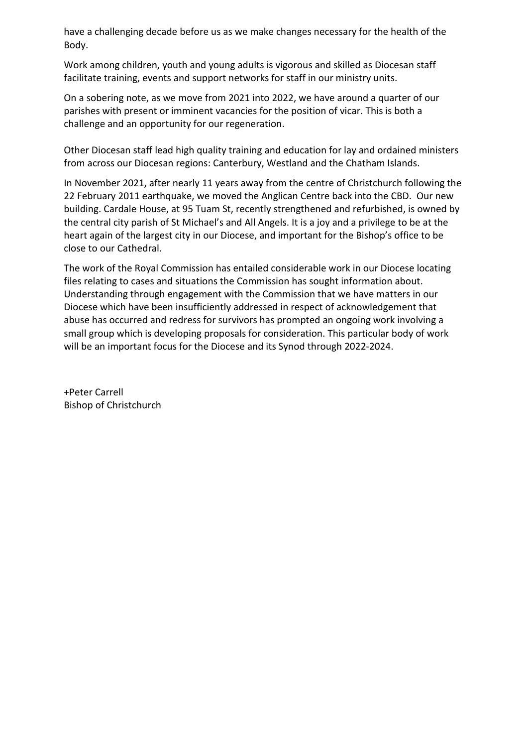have a challenging decade before us as we make changes necessary for the health of the Body.

Work among children, youth and young adults is vigorous and skilled as Diocesan staff facilitate training, events and support networks for staff in our ministry units.

On a sobering note, as we move from 2021 into 2022, we have around a quarter of our parishes with present or imminent vacancies for the position of vicar. This is both a challenge and an opportunity for our regeneration.

Other Diocesan staff lead high quality training and education for lay and ordained ministers from across our Diocesan regions: Canterbury, Westland and the Chatham Islands.

In November 2021, after nearly 11 years away from the centre of Christchurch following the 22 February 2011 earthquake, we moved the Anglican Centre back into the CBD. Our new building. Cardale House, at 95 Tuam St, recently strengthened and refurbished, is owned by the central city parish of St Michael's and All Angels. It is a joy and a privilege to be at the heart again of the largest city in our Diocese, and important for the Bishop's office to be close to our Cathedral.

The work of the Royal Commission has entailed considerable work in our Diocese locating files relating to cases and situations the Commission has sought information about. Understanding through engagement with the Commission that we have matters in our Diocese which have been insufficiently addressed in respect of acknowledgement that abuse has occurred and redress for survivors has prompted an ongoing work involving a small group which is developing proposals for consideration. This particular body of work will be an important focus for the Diocese and its Synod through 2022-2024.

+Peter Carrell
Bishop of Christchurch